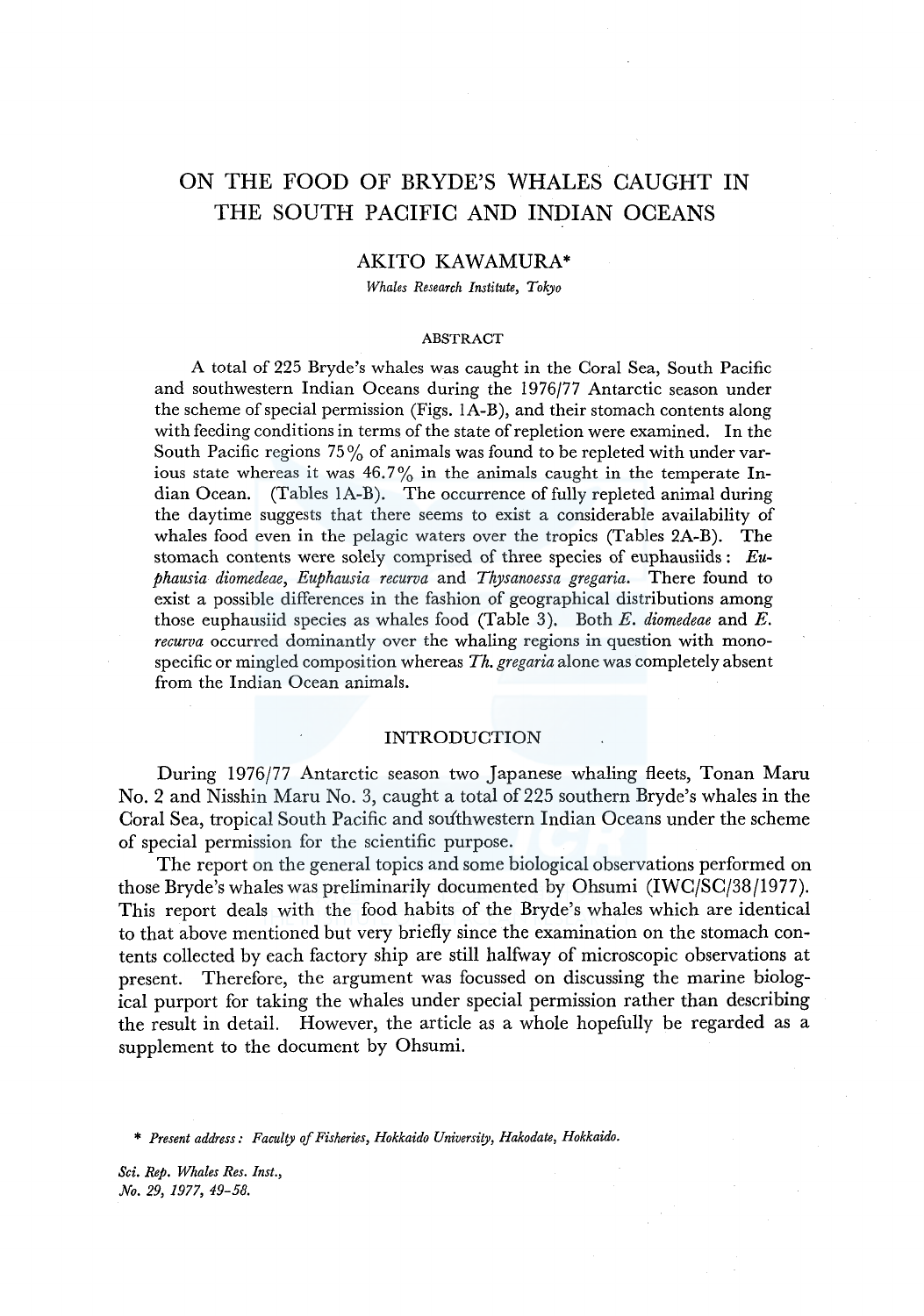# ON THE FOOD OF BRYDE'S WHALES CAUGHT IN THE SOUTH PACIFIC AND INDIAN OCEANS

AKITO KAWAMURA*

*Whales Research Institute, Tokyo*

## ABSTRACT

A total of 225 Bryde's whales was caught in the Coral Sea, South Pacific and southwestern Indian Oceans during the 1976/77 Antarctic season under the scheme of special permission (Figs. 1A-B), and their stomach contents along with feeding conditions in terms of the state of repletion were examined. In the South Pacific regions 75% of animals was found to be repleted with under various state whereas it was 46.7% in the animals caught in the temperate Indian Ocean. (Tables 1A-B). The occurrence of fully repleted animal during the daytime suggests that there seems to exist a considerable availability of whales food even in the pelagic waters over the tropics (Tables 2A-B). The stomach contents were solely comprised of three species of euphausiids: *Euphausia diomedeae*, *Euphausia recurva* and *Thysanoessa gregaria*. There found to exist a possible differences in the fashion of geographical distributions among those euphausiid species as whales food (Table 3). Both *E. diomedeae* and *E. recurva* occurred dominantly over the whaling regions in question with monospecific or mingled composition whereas *Th. gregaria* alone was completely absent from the Indian Ocean animals.

## INTRODUCTION

During 1976/77 Antarctic season two Japanese whaling fleets, Tonan Maru No. 2 and Nisshin Maru No. 3, caught a total of 225 southern Bryde's whales in the Coral Sea, tropical South Pacific and southwestern Indian Oceans under the scheme of special permission for the scientific purpose.

The report on the general topics and some biological observations performed on those Bryde's whales was preliminarily documented by Ohsumi (IWC/SC/38/1977). This report deals with the food habits of the Bryde's whales which are identical to that above mentioned but very briefly since the examination on the stomach contents collected by each factory ship are still halfway of microscopic observations at present. Therefore, the argument was focussed on discussing the marine biological purport for taking the whales under special permission rather than describing the result in detail. However, the article as a whole hopefully be regarded as a supplement to the document by Ohsumi.

\* *Present address: Faculty of Fisheries, Hokkaido University, Hakodate, Hokkaido.*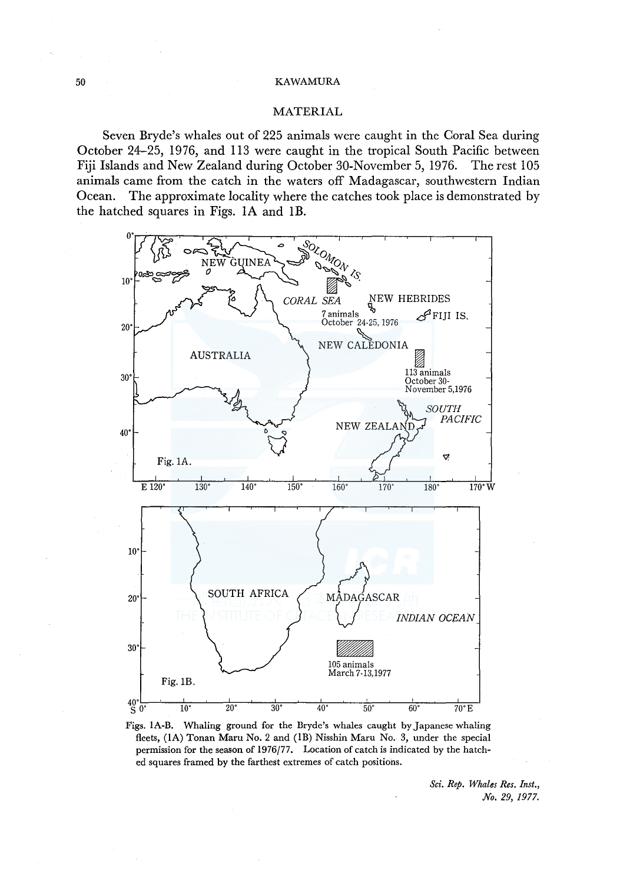## MATERIAL

Seven Bryde's whales out of 225 animals were caught in the Coral Sea during October 24–25, 1976, and 113 were caught in the tropical South Pacific between Fiji Islands and New Zealand during October 30-November 5, 1976. The rest 105 animals came from the catch in the waters off Madagascar, southwestern Indian Ocean. The approximate locality where the catches took place is demonstrated by the hatched squares in Figs. 1A and 1B.

Figs. 1A-B. Whaling ground for the Bryde's whales caught by Japanese whaling fleets, (1A) Tonan Maru No. 2 and (1B) Nisshin Maru No. 3, under the special permission for the season of 1976/77. Location of catch is indicated by the hatched squares framed by the farthest extremes of catch positions.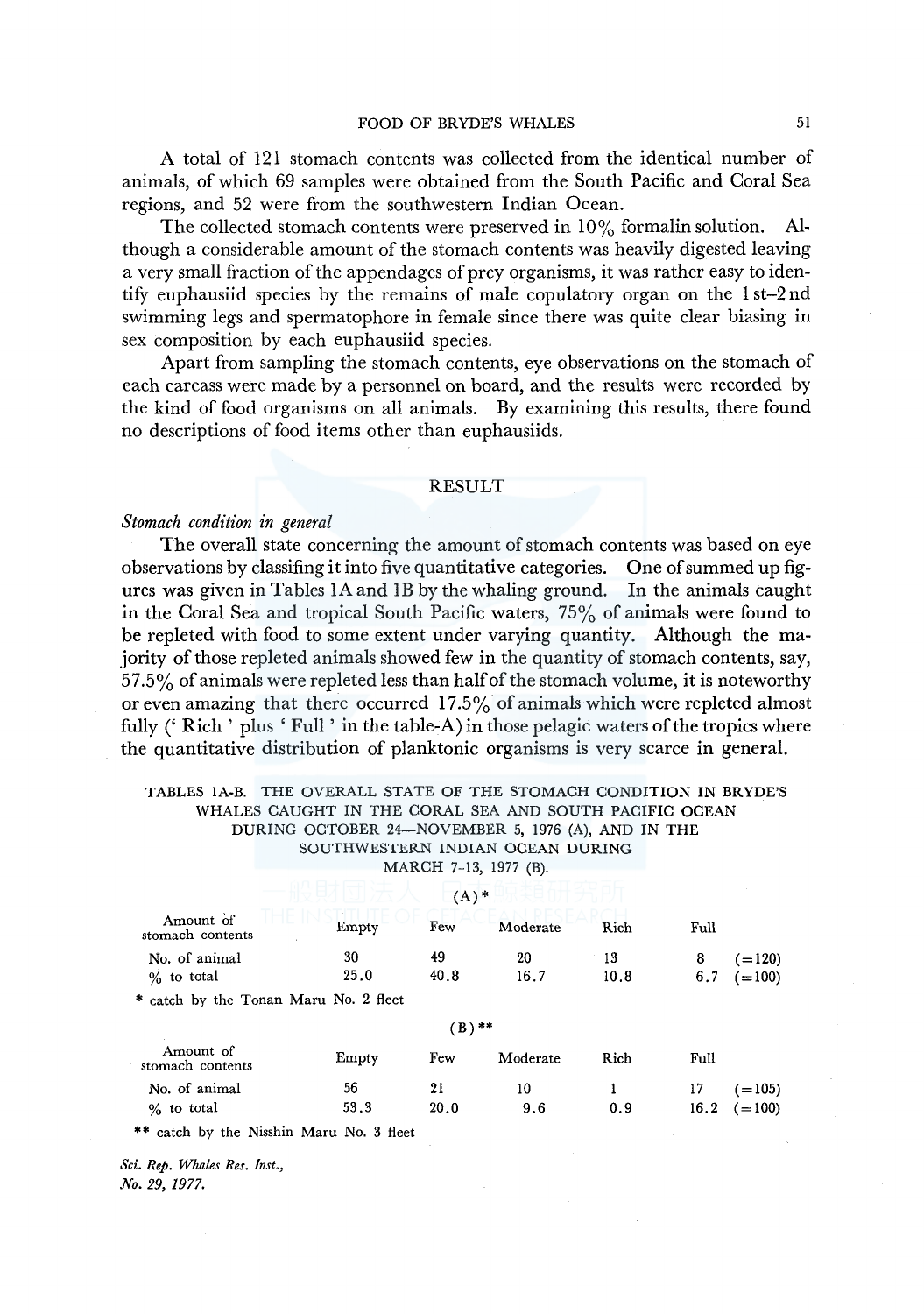A total of 121 stomach contents was collected from the identical number of animals, of which 69 samples were obtained from the South Pacific and Coral Sea regions, and 52 were from the southwestern Indian Ocean.

The collected stomach contents were preserved in 10% formalin solution. Although a considerable amount of the stomach contents was heavily digested leaving a very small fraction of the appendages of prey organisms, it was rather easy to identify euphausiid species by the remains of male copulatory organ on the 1st–2nd swimming legs and spermatophore in female since there was quite clear biasing in sex composition by each euphausiid species.

Apart from sampling the stomach contents, eye observations on the stomach of each carcass were made by a personnel on board, and the results were recorded by the kind of food organisms on all animals. By examining this results, there found no descriptions of food items other than euphausiids.

## RESULT

### *Stomach condition in general*

The overall state concerning the amount of stomach contents was based on eye observations by classifing it into five quantitative categories. One of summed up figures was given in Tables 1A and 1B by the whaling ground. In the animals caught in the Coral Sea and tropical South Pacific waters, 75% of animals were found to be repleted with food to some extent under varying quantity. Although the majority of those repleted animals showed few in the quantity of stomach contents, say, 57.5% of animals were repleted less than half of the stomach volume, it is noteworthy or even amazing that there occurred 17.5% of animals which were repleted almost fully (' Rich ' plus ' Full ' in the table-A) in those pelagic waters of the tropics where the quantitative distribution of planktonic organisms is very scarce in general.

TABLES 1A-B. THE OVERALL STATE OF THE STOMACH CONDITION IN BRYDE'S WHALES CAUGHT IN THE CORAL SEA AND SOUTH PACIFIC OCEAN DURING OCTOBER 24—NOVEMBER 5, 1976 (A), AND IN THE SOUTHWESTERN INDIAN OCEAN DURING MARCH 7-13, 1977 (B).

(A)*

| Amount of stomach contents | Empty | Few | Moderate | Rich | Full | |
|---|---|---|---|---|---|---|
| No. of animal | 30 | 49 | 20 | 13 | 8 | (=120) |
| % to total | 25.0 | 40.8 | 16.7 | 10.8 | 6.7 | (=100) |

\* catch by the Tonan Maru No. 2 fleet

(B)**

| Amount of stomach contents | Empty | Few | Moderate | Rich | Full | |
|---|---|---|---|---|---|---|
| No. of animal | 56 | 21 | 10 | 1 | 17 | (=105) |
| % to total | 53.3 | 20.0 | 9.6 | 0.9 | 16.2 | (=100) |

\** catch by the Nisshin Maru No. 3 fleet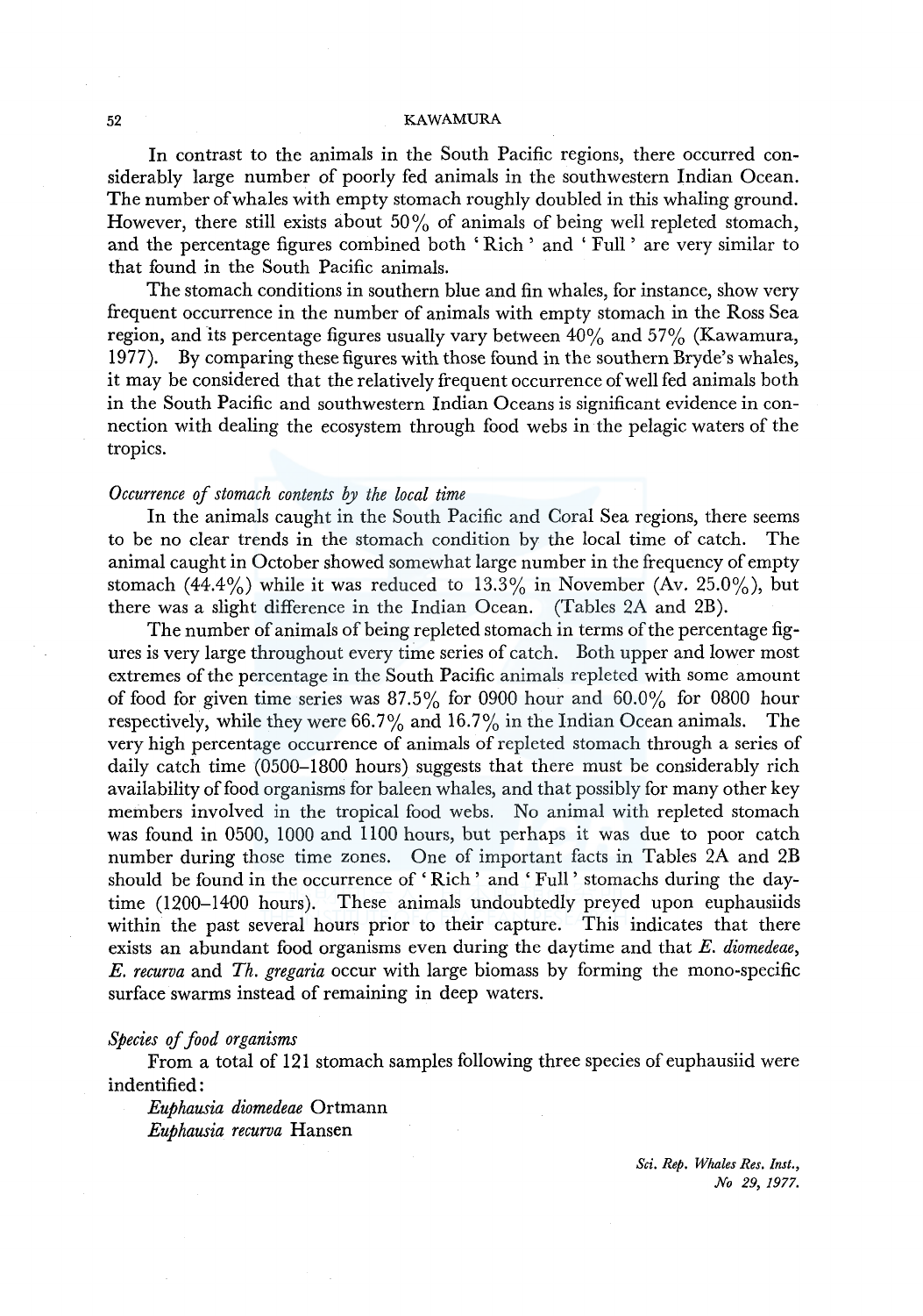In contrast to the animals in the South Pacific regions, there occurred considerably large number of poorly fed animals in the southwestern Indian Ocean. The number of whales with empty stomach roughly doubled in this whaling ground. However, there still exists about 50% of animals of being well repleted stomach, and the percentage figures combined both 'Rich' and 'Full' are very similar to that found in the South Pacific animals.

The stomach conditions in southern blue and fin whales, for instance, show very frequent occurrence in the number of animals with empty stomach in the Ross Sea region, and its percentage figures usually vary between 40% and 57% (Kawamura, 1977). By comparing these figures with those found in the southern Bryde's whales, it may be considered that the relatively frequent occurrence of well fed animals both in the South Pacific and southwestern Indian Oceans is significant evidence in connection with dealing the ecosystem through food webs in the pelagic waters of the tropics.

*Occurrence of stomach contents by the local time*

In the animals caught in the South Pacific and Coral Sea regions, there seems to be no clear trends in the stomach condition by the local time of catch. The animal caught in October showed somewhat large number in the frequency of empty stomach (44.4%) while it was reduced to 13.3% in November (Av. 25.0%), but there was a slight difference in the Indian Ocean. (Tables 2A and 2B).

The number of animals of being repleted stomach in terms of the percentage figures is very large throughout every time series of catch. Both upper and lower most extremes of the percentage in the South Pacific animals repleted with some amount of food for given time series was 87.5% for 0900 hour and 60.0% for 0800 hour respectively, while they were 66.7% and 16.7% in the Indian Ocean animals. The very high percentage occurrence of animals of repleted stomach through a series of daily catch time (0500–1800 hours) suggests that there must be considerably rich availability of food organisms for baleen whales, and that possibly for many other key members involved in the tropical food webs. No animal with repleted stomach was found in 0500, 1000 and 1100 hours, but perhaps it was due to poor catch number during those time zones. One of important facts in Tables 2A and 2B should be found in the occurrence of 'Rich' and 'Full' stomachs during the daytime (1200–1400 hours). These animals undoubtedly preyed upon euphausiids within the past several hours prior to their capture. This indicates that there exists an abundant food organisms even during the daytime and that *E. diomedeae*, *E. recurva* and *Th. gregaria* occur with large biomass by forming the mono-specific surface swarms instead of remaining in deep waters.

*Species of food organisms*

From a total of 121 stomach samples following three species of euphausiid were indentified:

*Euphausia diomedeae* Ortmann
*Euphausia recurva* Hansen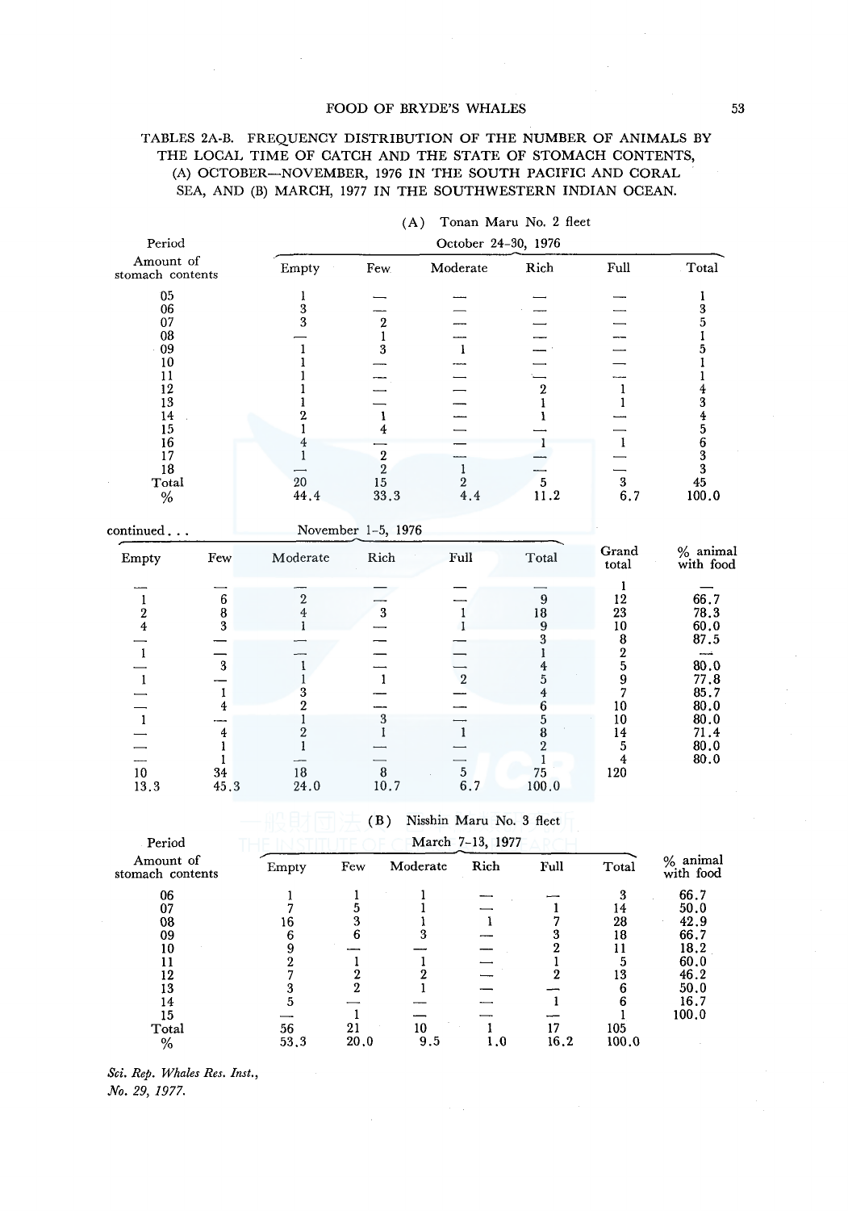TABLES 2A-B. FREQUENCY DISTRIBUTION OF THE NUMBER OF ANIMALS BY THE LOCAL TIME OF CATCH AND THE STATE OF STOMACH CONTENTS, (A) OCTOBER—NOVEMBER, 1976 IN THE SOUTH PACIFIC AND CORAL SEA, AND (B) MARCH, 1977 IN THE SOUTHWESTERN INDIAN OCEAN.

(A) Tonan Maru No. 2 fleet

| Period | October 24–30, 1976 | | | | | | November 1–5, 1976 | | | | | | Grand total | % animal with food |
|---|---|---|---|---|---|---|---|---|---|---|---|---|---|---|
| Amount of stomach contents | Empty | Few | Moderate | Rich | Full | Total | Empty | Few | Moderate | Rich | Full | Total | | |
| 05 | 1 | — | — | — | — | 1 | — | — | — | — | — | — | 1 | — |
| 06 | 3 | — | — | — | — | 3 | 1 | 6 | 2 | — | — | 9 | 12 | 66.7 |
| 07 | 3 | 2 | — | — | — | 5 | 2 | 8 | 4 | 3 | 1 | 18 | 23 | 78.3 |
| 08 | — | 1 | — | — | — | 1 | 4 | 3 | 1 | — | 1 | 9 | 10 | 60.0 |
| 09 | 1 | 3 | 1 | — | — | 5 | — | — | — | — | — | 3 | 8 | 87.5 |
| 10 | 1 | — | — | — | — | 1 | 1 | — | — | — | — | 1 | 2 | — |
| 11 | 1 | — | — | — | — | 1 | — | 3 | 1 | — | — | 4 | 5 | 80.0 |
| 12 | 1 | — | — | 2 | 1 | 4 | 1 | — | 1 | 1 | 2 | 5 | 9 | 77.8 |
| 13 | 1 | — | — | 1 | 1 | 3 | — | 1 | 3 | — | — | 4 | 7 | 85.7 |
| 14 | 2 | 1 | — | 1 | — | 4 | — | 4 | 2 | — | — | 6 | 10 | 80.0 |
| 15 | 1 | 4 | — | — | — | 5 | 1 | — | 1 | 3 | — | 5 | 10 | 80.0 |
| 16 | 4 | — | — | 1 | 1 | 6 | — | 4 | 2 | 1 | 1 | 8 | 14 | 71.4 |
| 17 | 1 | 2 | — | — | — | 3 | — | 1 | 1 | — | — | 2 | 5 | 80.0 |
| 18 | — | 2 | 1 | — | — | 3 | — | 1 | — | — | — | 1 | 4 | 80.0 |
| Total | 20 | 15 | 2 | 5 | 3 | 45 | 10 | 34 | 18 | 8 | 5 | 75 | 120 | |
| % | 44.4 | 33.3 | 4.4 | 11.2 | 6.7 | 100.0 | 13.3 | 45.3 | 24.0 | 10.7 | 6.7 | 100.0 | | |

(B) Nisshin Maru No. 3 fleet

| Period | March 7–13, 1977 | | | | | | % animal with food |
|---|---|---|---|---|---|---|---|
| Amount of stomach contents | Empty | Few | Moderate | Rich | Full | Total | |
| 06 | 1 | 1 | 1 | — | — | 3 | 66.7 |
| 07 | 7 | 5 | 1 | — | 1 | 14 | 50.0 |
| 08 | 16 | 3 | 1 | 1 | 7 | 28 | 42.9 |
| 09 | 6 | 6 | 3 | — | 3 | 18 | 66.7 |
| 10 | 9 | — | — | — | 2 | 11 | 18.2 |
| 11 | 2 | 1 | 1 | — | 1 | 5 | 60.0 |
| 12 | 7 | 2 | 2 | — | 2 | 13 | 46.2 |
| 13 | 3 | 2 | 1 | — | — | 6 | 50.0 |
| 14 | 5 | — | — | — | 1 | 6 | 16.7 |
| 15 | — | 1 | — | — | — | 1 | 100.0 |
| Total | 56 | 21 | 10 | 1 | 17 | 105 | |
| % | 53.3 | 20.0 | 9.5 | 1.0 | 16.2 | 100.0 | |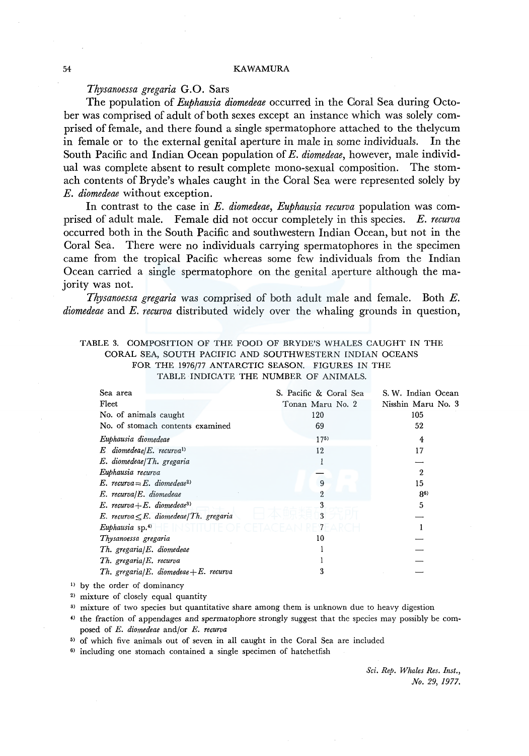*Thysanoessa gregaria* G.O. Sars

The population of *Euphausia diomedeae* occurred in the Coral Sea during October was comprised of adult of both sexes except an instance which was solely comprised of female, and there found a single spermatophore attached to the thelycum in female or to the external genital aperture in male in some individuals. In the South Pacific and Indian Ocean population of *E. diomedeae*, however, male individual was complete absent to result complete mono-sexual composition. The stomach contents of Bryde's whales caught in the Coral Sea were represented solely by *E. diomedeae* without exception.

In contrast to the case in *E. diomedeae*, *Euphausia recurva* population was comprised of adult male. Female did not occur completely in this species. *E. recurva* occurred both in the South Pacific and southwestern Indian Ocean, but not in the Coral Sea. There were no individuals carrying spermatophores in the specimen came from the tropical Pacific whereas some few individuals from the Indian Ocean carried a single spermatophore on the genital aperture although the majority was not.

*Thysanoessa gregaria* was comprised of both adult male and female. Both *E. diomedeae* and *E. recurva* distributed widely over the whaling grounds in question,

TABLE 3. COMPOSITION OF THE FOOD OF BRYDE'S WHALES CAUGHT IN THE CORAL SEA, SOUTH PACIFIC AND SOUTHWESTERN INDIAN OCEANS FOR THE 1976/77 ANTARCTIC SEASON. FIGURES IN THE TABLE INDICATE THE NUMBER OF ANIMALS.

| Sea area | S. Pacific & Coral Sea | S. W. Indian Ocean |
|---|---|---|
| Fleet | Tonan Maru No. 2 | Nisshin Maru No. 3 |
| No. of animals caught | 120 | 105 |
| No. of stomach contents examined | 69 | 52 |
| *Euphausia diomedeae* | 17[5] | 4 |
| *E. diomedeae/E. recurva*[1] | 12 | 17 |
| *E. diomedeae/Th. gregaria* | 1 | — |
| *Euphausia recurva* | — | 2 |
| *E. recurva* = *E. diomedeae*[2] | 9 | 15 |
| *E. recurva/E. diomedeae* | 2 | 8[6] |
| *E. recurva* + *E. diomedeae*[3] | 3 | 5 |
| *E. recurva* ≤ *E. diomedeae/Th. gregaria* | 3 | — |
| *Euphausia* sp.[4] | 7 | 1 |
| *Thysanoessa gregaria* | 10 | — |
| *Th. gregaria/E. diomedeae* | 1 | — |
| *Th. gregaria/E. recurva* | 1 | — |
| *Th. gregaria/E. diomedeae* + *E. recurva* | 3 | — |

[1] by the order of dominancy
[2] mixture of closely equal quantity
[3] mixture of two species but quantitative share among them is unknown due to heavy digestion
[4] the fraction of appendages and spermatophore strongly suggest that the species may possibly be composed of *E. diomedeae* and/or *E. recurva*
[5] of which five animals out of seven in all caught in the Coral Sea are included
[6] including one stomach contained a single specimen of hatchetfish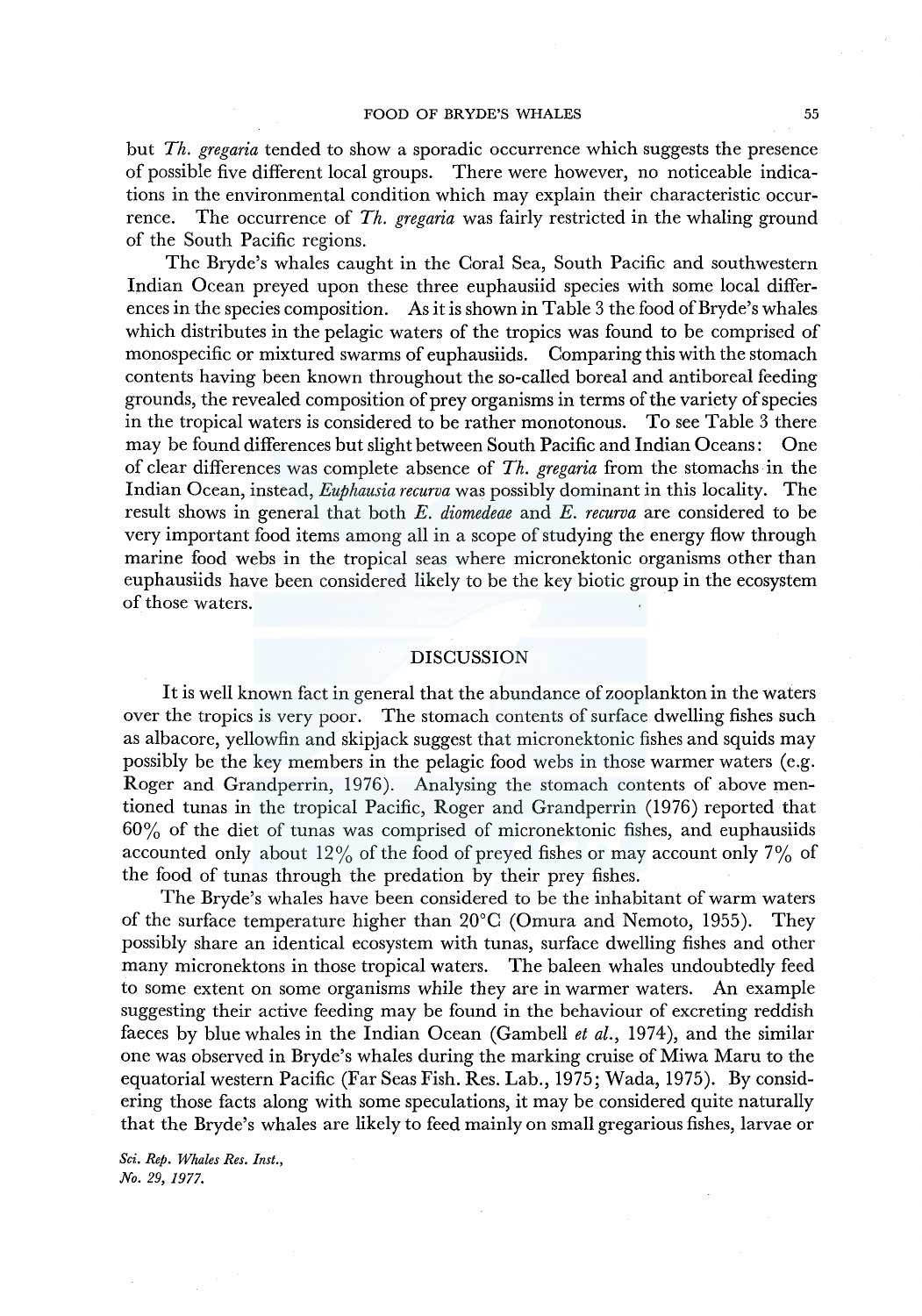but *Th. gregaria* tended to show a sporadic occurrence which suggests the presence of possible five different local groups. There were however, no noticeable indications in the environmental condition which may explain their characteristic occurrence. The occurrence of *Th. gregaria* was fairly restricted in the whaling ground of the South Pacific regions.

The Bryde's whales caught in the Coral Sea, South Pacific and southwestern Indian Ocean preyed upon these three euphausiid species with some local differences in the species composition. As it is shown in Table 3 the food of Bryde's whales which distributes in the pelagic waters of the tropics was found to be comprised of monospecific or mixtured swarms of euphausiids. Comparing this with the stomach contents having been known throughout the so-called boreal and antiboreal feeding grounds, the revealed composition of prey organisms in terms of the variety of species in the tropical waters is considered to be rather monotonous. To see Table 3 there may be found differences but slight between South Pacific and Indian Oceans: One of clear differences was complete absence of *Th. gregaria* from the stomachs in the Indian Ocean, instead, *Euphausia recurva* was possibly dominant in this locality. The result shows in general that both *E. diomedeae* and *E. recurva* are considered to be very important food items among all in a scope of studying the energy flow through marine food webs in the tropical seas where micronektonic organisms other than euphausiids have been considered likely to be the key biotic group in the ecosystem of those waters.

## DISCUSSION

It is well known fact in general that the abundance of zooplankton in the waters over the tropics is very poor. The stomach contents of surface dwelling fishes such as albacore, yellowfin and skipjack suggest that micronektonic fishes and squids may possibly be the key members in the pelagic food webs in those warmer waters (e.g. Roger and Grandperrin, 1976). Analysing the stomach contents of above mentioned tunas in the tropical Pacific, Roger and Grandperrin (1976) reported that 60% of the diet of tunas was comprised of micronektonic fishes, and euphausiids accounted only about 12% of the food of preyed fishes or may account only 7% of the food of tunas through the predation by their prey fishes.

The Bryde's whales have been considered to be the inhabitant of warm waters of the surface temperature higher than 20°C (Omura and Nemoto, 1955). They possibly share an identical ecosystem with tunas, surface dwelling fishes and other many micronektons in those tropical waters. The baleen whales undoubtedly feed to some extent on some organisms while they are in warmer waters. An example suggesting their active feeding may be found in the behaviour of excreting reddish faeces by blue whales in the Indian Ocean (Gambell *et al.*, 1974), and the similar one was observed in Bryde's whales during the marking cruise of Miwa Maru to the equatorial western Pacific (Far Seas Fish. Res. Lab., 1975; Wada, 1975). By considering those facts along with some speculations, it may be considered quite naturally that the Bryde's whales are likely to feed mainly on small gregarious fishes, larvae or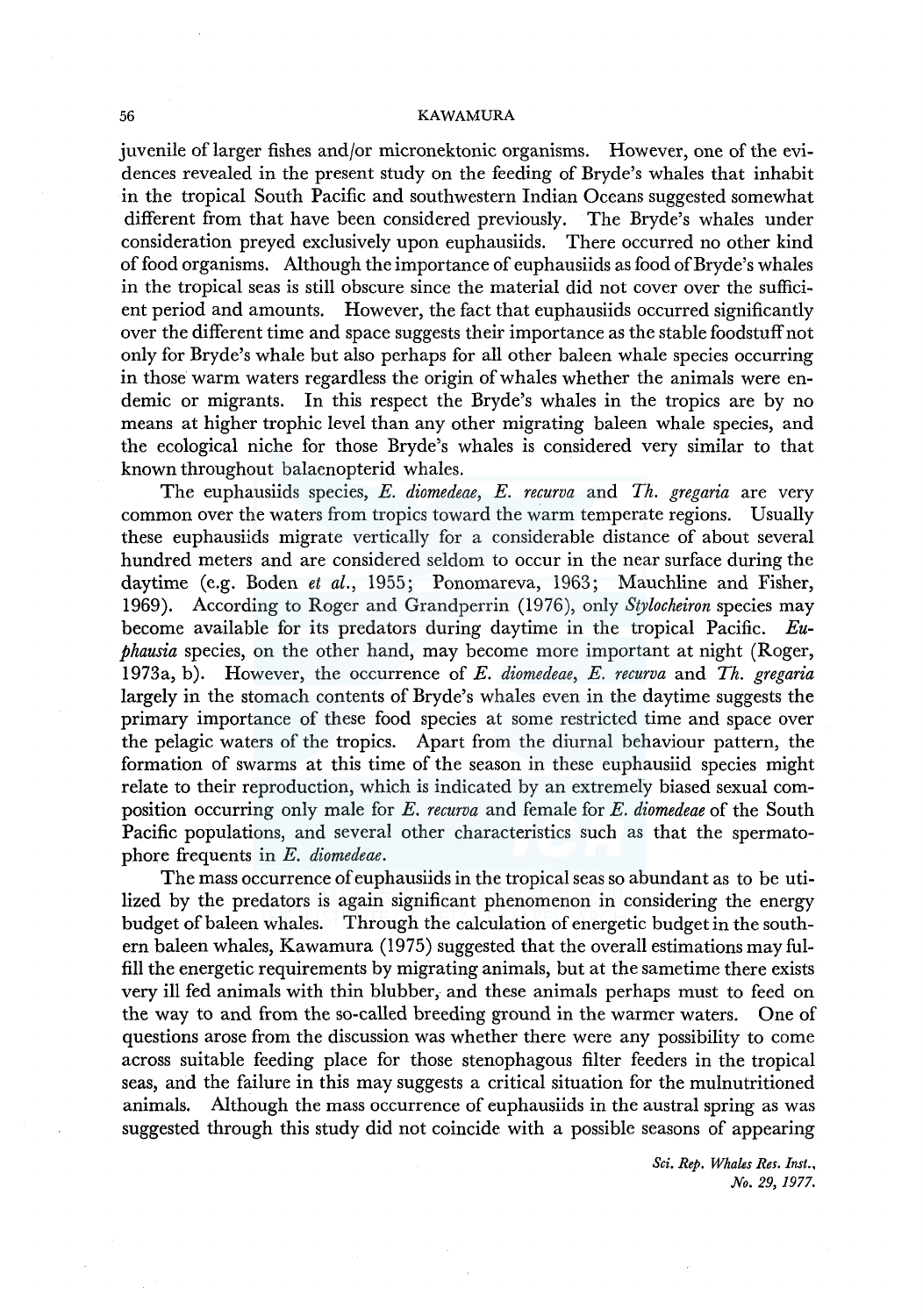juvenile of larger fishes and/or micronektonic organisms. However, one of the evidences revealed in the present study on the feeding of Bryde's whales that inhabit in the tropical South Pacific and southwestern Indian Oceans suggested somewhat different from that have been considered previously. The Bryde's whales under consideration preyed exclusively upon euphausiids. There occurred no other kind of food organisms. Although the importance of euphausiids as food of Bryde's whales in the tropical seas is still obscure since the material did not cover over the sufficient period and amounts. However, the fact that euphausiids occurred significantly over the different time and space suggests their importance as the stable foodstuff not only for Bryde's whale but also perhaps for all other baleen whale species occurring in those warm waters regardless the origin of whales whether the animals were endemic or migrants. In this respect the Bryde's whales in the tropics are by no means at higher trophic level than any other migrating baleen whale species, and the ecological niche for those Bryde's whales is considered very similar to that known throughout balaenopterid whales.

The euphausiids species, *E. diomedeae*, *E. recurva* and *Th. gregaria* are very common over the waters from tropics toward the warm temperate regions. Usually these euphausiids migrate vertically for a considerable distance of about several hundred meters and are considered seldom to occur in the near surface during the daytime (e.g. Boden *et al.*, 1955; Ponomareva, 1963; Mauchline and Fisher, 1969). According to Roger and Grandperrin (1976), only *Stylocheiron* species may become available for its predators during daytime in the tropical Pacific. *Euphausia* species, on the other hand, may become more important at night (Roger, 1973a, b). However, the occurrence of *E. diomedeae*, *E. recurva* and *Th. gregaria* largely in the stomach contents of Bryde's whales even in the daytime suggests the primary importance of these food species at some restricted time and space over the pelagic waters of the tropics. Apart from the diurnal behaviour pattern, the formation of swarms at this time of the season in these euphausiid species might relate to their reproduction, which is indicated by an extremely biased sexual composition occurring only male for *E. recurva* and female for *E. diomedeae* of the South Pacific populations, and several other characteristics such as that the spermatophore frequents in *E. diomedeae*.

The mass occurrence of euphausiids in the tropical seas so abundant as to be utilized by the predators is again significant phenomenon in considering the energy budget of baleen whales. Through the calculation of energetic budget in the southern baleen whales, Kawamura (1975) suggested that the overall estimations may fulfill the energetic requirements by migrating animals, but at the sametime there exists very ill fed animals with thin blubber, and these animals perhaps must to feed on the way to and from the so-called breeding ground in the warmer waters. One of questions arose from the discussion was whether there were any possibility to come across suitable feeding place for those stenophagous filter feeders in the tropical seas, and the failure in this may suggests a critical situation for the mulnutritioned animals. Although the mass occurrence of euphausiids in the austral spring as was suggested through this study did not coincide with a possible seasons of appearing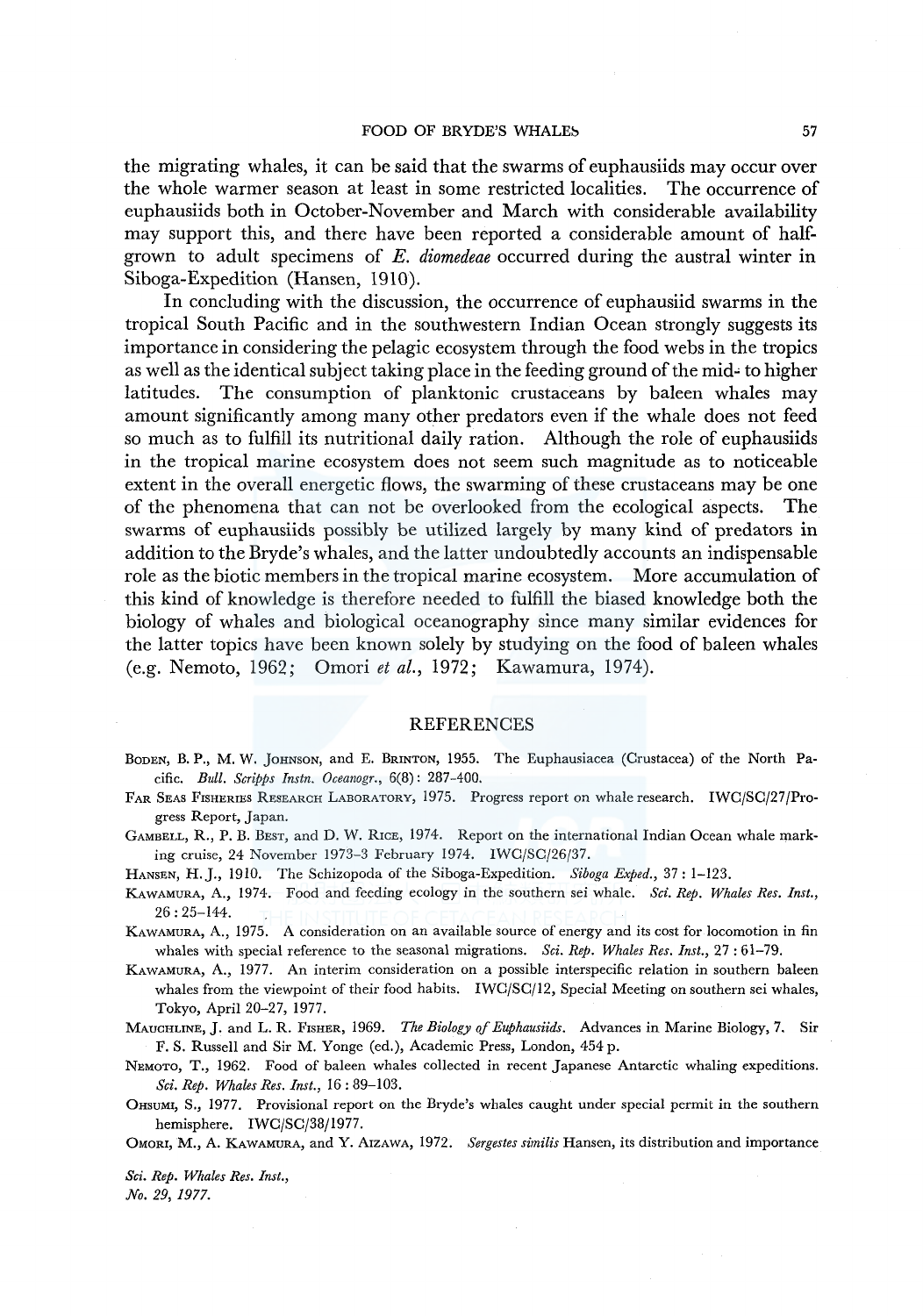the migrating whales, it can be said that the swarms of euphausiids may occur over the whole warmer season at least in some restricted localities. The occurrence of euphausiids both in October-November and March with considerable availability may support this, and there have been reported a considerable amount of half-grown to adult specimens of *E. diomedeae* occurred during the austral winter in Siboga-Expedition (Hansen, 1910).

In concluding with the discussion, the occurrence of euphausiid swarms in the tropical South Pacific and in the southwestern Indian Ocean strongly suggests its importance in considering the pelagic ecosystem through the food webs in the tropics as well as the identical subject taking place in the feeding ground of the mid- to higher latitudes. The consumption of planktonic crustaceans by baleen whales may amount significantly among many other predators even if the whale does not feed so much as to fulfill its nutritional daily ration. Although the role of euphausiids in the tropical marine ecosystem does not seem such magnitude as to noticeable extent in the overall energetic flows, the swarming of these crustaceans may be one of the phenomena that can not be overlooked from the ecological aspects. The swarms of euphausiids possibly be utilized largely by many kind of predators in addition to the Bryde's whales, and the latter undoubtedly accounts an indispensable role as the biotic members in the tropical marine ecosystem. More accumulation of this kind of knowledge is therefore needed to fulfill the biased knowledge both the biology of whales and biological oceanography since many similar evidences for the latter topics have been known solely by studying on the food of baleen whales (e.g. Nemoto, 1962; Omori *et al.*, 1972; Kawamura, 1974).

## REFERENCES

Boden, B. P., M. W. Johnson, and E. Brinton, 1955. The Euphausiacea (Crustacea) of the North Pacific. *Bull. Scripps Instn. Oceanogr.*, 6(8): 287–400.

Far Seas Fisheries Research Laboratory, 1975. Progress report on whale research. IWC/SC/27/Progress Report, Japan.

Gambell, R., P. B. Best, and D. W. Rice, 1974. Report on the international Indian Ocean whale marking cruise, 24 November 1973–3 February 1974. IWC/SC/26/37.

Hansen, H. J., 1910. The Schizopoda of the Siboga-Expedition. *Siboga Exped.*, 37: 1–123.

Kawamura, A., 1974. Food and feeding ecology in the southern sei whale. *Sci. Rep. Whales Res. Inst.*, 26: 25–144.

Kawamura, A., 1975. A consideration on an available source of energy and its cost for locomotion in fin whales with special reference to the seasonal migrations. *Sci. Rep. Whales Res. Inst.*, 27: 61–79.

Kawamura, A., 1977. An interim consideration on a possible interspecific relation in southern baleen whales from the viewpoint of their food habits. IWC/SC/12, Special Meeting on southern sei whales, Tokyo, April 20–27, 1977.

Mauchline, J. and L. R. Fisher, 1969. *The Biology of Euphausiids*. Advances in Marine Biology, 7. Sir F. S. Russell and Sir M. Yonge (ed.), Academic Press, London, 454 p.

Nemoto, T., 1962. Food of baleen whales collected in recent Japanese Antarctic whaling expeditions. *Sci. Rep. Whales Res. Inst.*, 16: 89–103.

Ohsumi, S., 1977. Provisional report on the Bryde's whales caught under special permit in the southern hemisphere. IWC/SC/38/1977.

Omori, M., A. Kawamura, and Y. Aizawa, 1972. *Sergestes similis* Hansen, its distribution and importance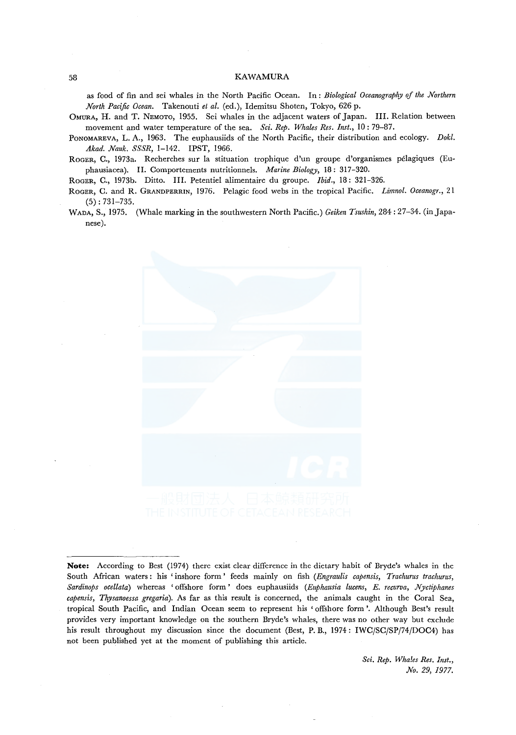as food of fin and sei whales in the North Pacific Ocean. In: *Biological Oceanography of the Northern North Pacific Ocean.* Takenouti *et al.* (ed.), Idemitsu Shoten, Tokyo, 626 p.

OMURA, H. and T. NEMOTO, 1955. Sei whales in the adjacent waters of Japan. III. Relation between movement and water temperature of the sea. *Sci. Rep. Whales Res. Inst.*, 10: 79–87.

PONOMAREVA, L. A., 1963. The euphausiids of the North Pacific, their distribution and ecology. *Dokl. Akad. Nauk. SSSR*, 1–142. IPST, 1966.

ROGER, C., 1973a. Recherches sur la stituation trophique d'un groupe d'organismes pélagiques (Euphausiacea). II. Comportements nutritionnels. *Marine Biology*, 18: 317–320.

ROGER, C., 1973b. Ditto. III. Petentiel alimentaire du groupe. *Ibid.*, 18: 321–326.

ROGER, C. and R. GRANDPERRIN, 1976. Pelagic food webs in the tropical Pacific. *Limnol. Oceanogr.*, 21 (5): 731–735.

WADA, S., 1975. (Whale marking in the southwestern North Pacific.) *Geiken Tsushin*, 284: 27–34. (in Japanese).

---

**Note:** According to Best (1974) there exist clear differnence in the dietary habit of Bryde's whales in the South African waters: his 'inshore form' feeds mainly on fish (*Engraulis capensis*, *Trachurus trachurus*, *Sardinops ocellata*) whereas 'offshore form' does euphausiids (*Euphausia lucens*, *E. recurva*, *Nyctiphanes capensis*, *Thysanoessa gregaria*). As far as this result is concerned, the animals caught in the Coral Sea, tropical South Pacific, and Indian Ocean seem to represent his 'offshore form'. Although Best's result provides very important knowledge on the southern Bryde's whales, there was no other way but exclude his result throughout my discussion since the document (Best, P. B., 1974: IWC/SC/SP/74/DOC4) has not been published yet at the moment of publishing this article.